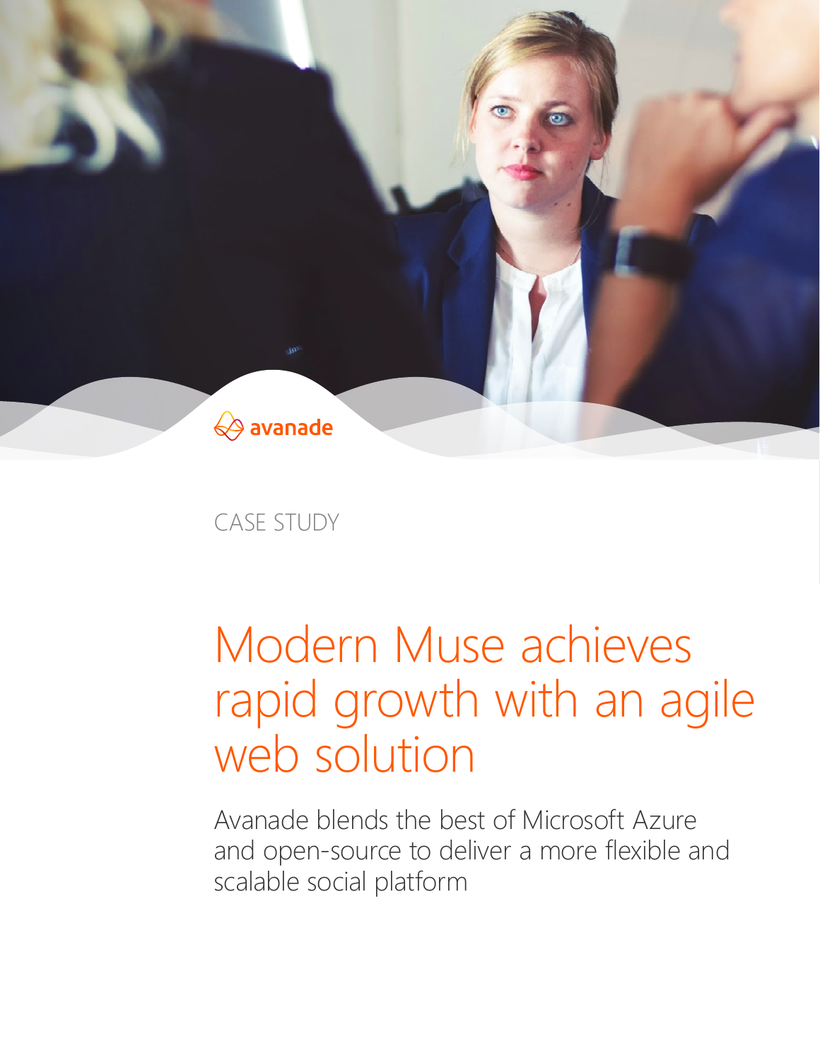avanade

CASE STUDY

# Modern Muse achieves rapid growth with an agile web solution

Avanade blends the best of Microsoft Azure and open-source to deliver a more flexible and scalable social platform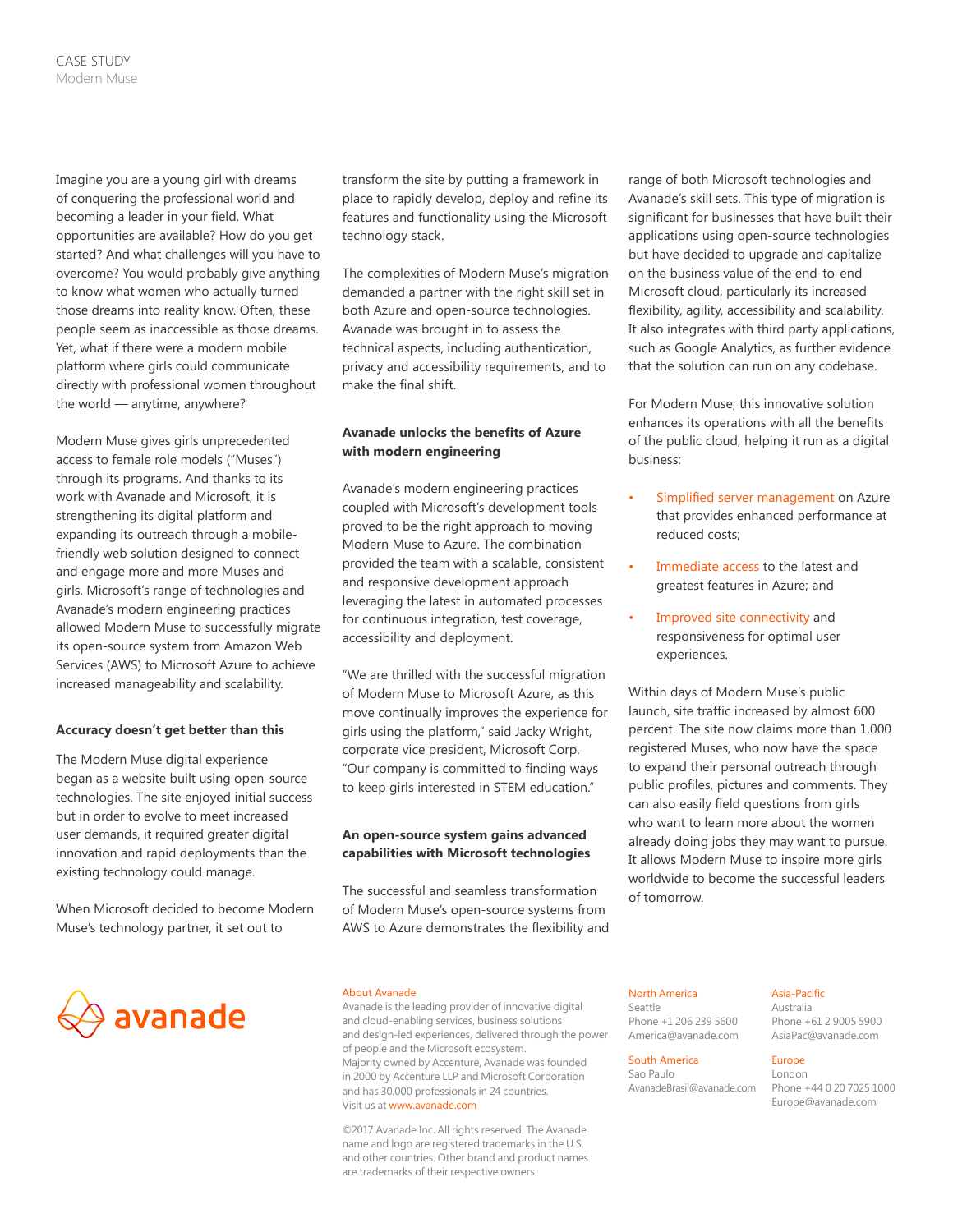Imagine you are a young girl with dreams of conquering the professional world and becoming a leader in your field. What opportunities are available? How do you get started? And what challenges will you have to overcome? You would probably give anything to know what women who actually turned those dreams into reality know. Often, these people seem as inaccessible as those dreams. Yet, what if there were a modern mobile platform where girls could communicate directly with professional women throughout the world — anytime, anywhere?

Modern Muse gives girls unprecedented access to female role models ("Muses") through its programs. And thanks to its work with Avanade and Microsoft, it is strengthening its digital platform and expanding its outreach through a mobile-friendly web solution designed to connect and engage more and more Muses and girls. Microsoft's range of technologies and Avanade's modern engineering practices allowed Modern Muse to successfully migrate its open-source system from Amazon Web Services (AWS) to Microsoft Azure to achieve increased manageability and scalability.

**Accuracy doesn't get better than this**

The Modern Muse digital experience began as a website built using open-source technologies. The site enjoyed initial success but in order to evolve to meet increased user demands, it required greater digital innovation and rapid deployments than the existing technology could manage.

When Microsoft decided to become Modern Muse's technology partner, it set out to transform the site by putting a framework in place to rapidly develop, deploy and refine its features and functionality using the Microsoft technology stack.

The complexities of Modern Muse's migration demanded a partner with the right skill set in both Azure and open-source technologies. Avanade was brought in to assess the technical aspects, including authentication, privacy and accessibility requirements, and to make the final shift.

**Avanade unlocks the benefits of Azure with modern engineering**

Avanade's modern engineering practices coupled with Microsoft's development tools proved to be the right approach to moving Modern Muse to Azure. The combination provided the team with a scalable, consistent and responsive development approach leveraging the latest in automated processes for continuous integration, test coverage, accessibility and deployment.

"We are thrilled with the successful migration of Modern Muse to Microsoft Azure, as this move continually improves the experience for girls using the platform," said Jacky Wright, corporate vice president, Microsoft Corp. "Our company is committed to finding ways to keep girls interested in STEM education."

**An open-source system gains advanced capabilities with Microsoft technologies**

The successful and seamless transformation of Modern Muse's open-source systems from AWS to Azure demonstrates the flexibility and range of both Microsoft technologies and Avanade's skill sets. This type of migration is significant for businesses that have built their applications using open-source technologies but have decided to upgrade and capitalize on the business value of the end-to-end Microsoft cloud, particularly its increased flexibility, agility, accessibility and scalability. It also integrates with third party applications, such as Google Analytics, as further evidence that the solution can run on any codebase.

For Modern Muse, this innovative solution enhances its operations with all the benefits of the public cloud, helping it run as a digital business:

- Simplified server management on Azure that provides enhanced performance at reduced costs;
- Immediate access to the latest and greatest features in Azure; and
- Improved site connectivity and responsiveness for optimal user experiences.

Within days of Modern Muse's public launch, site traffic increased by almost 600 percent. The site now claims more than 1,000 registered Muses, who now have the space to expand their personal outreach through public profiles, pictures and comments. They can also easily field questions from girls who want to learn more about the women already doing jobs they may want to pursue. It allows Modern Muse to inspire more girls worldwide to become the successful leaders of tomorrow.

avanade

About Avanade
Avanade is the leading provider of innovative digital and cloud-enabling services, business solutions and design-led experiences, delivered through the power of people and the Microsoft ecosystem. Majority owned by Accenture, Avanade was founded in 2000 by Accenture LLP and Microsoft Corporation and has 30,000 professionals in 24 countries. Visit us at www.avanade.com

©2017 Avanade Inc. All rights reserved. The Avanade name and logo are registered trademarks in the U.S. and other countries. Other brand and product names are trademarks of their respective owners.

North America
Seattle
Phone +1 206 239 5600
America@avanade.com

South America
Sao Paulo
AvanadeBrasil@avanade.com

Asia-Pacific
Australia
Phone +61 2 9005 5900
AsiaPac@avanade.com

Europe
London
Phone +44 0 20 7025 1000
Europe@avanade.com